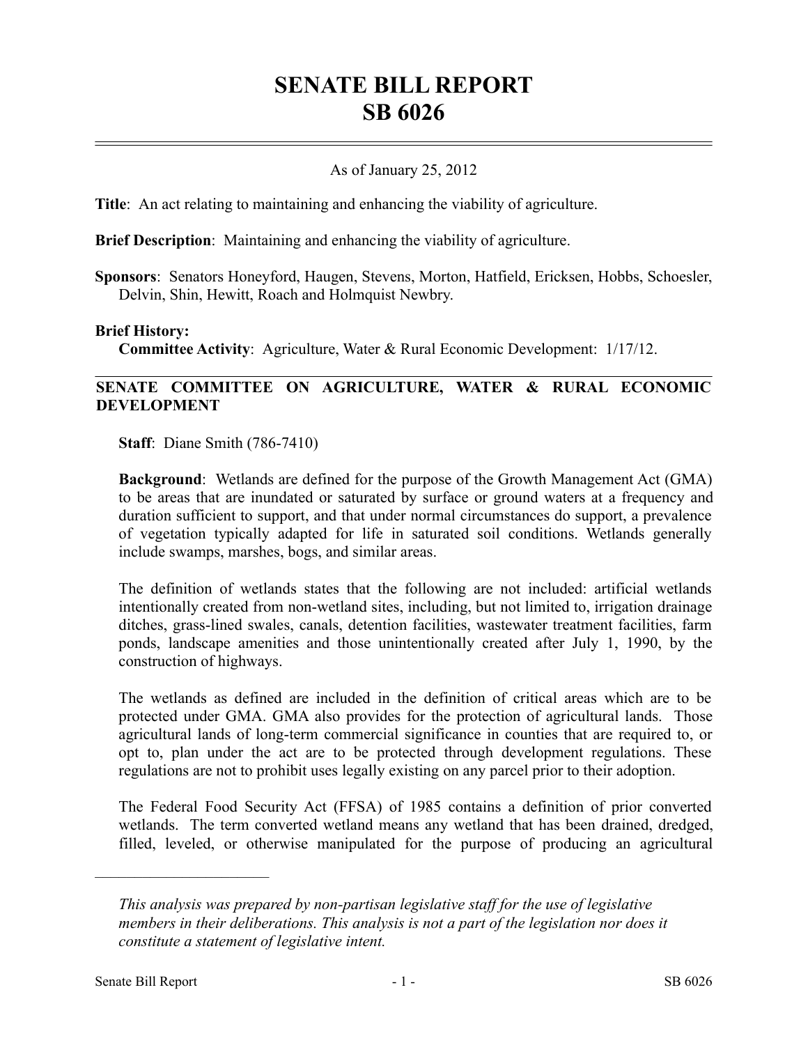# SENATE BILL REPORT
# SB 6026

As of January 25, 2012

**Title**: An act relating to maintaining and enhancing the viability of agriculture.

**Brief Description**: Maintaining and enhancing the viability of agriculture.

**Sponsors**: Senators Honeyford, Haugen, Stevens, Morton, Hatfield, Ericksen, Hobbs, Schoesler, Delvin, Shin, Hewitt, Roach and Holmquist Newbry.

**Brief History:**

**Committee Activity**: Agriculture, Water & Rural Economic Development: 1/17/12.

## SENATE COMMITTEE ON AGRICULTURE, WATER & RURAL ECONOMIC DEVELOPMENT

**Staff**: Diane Smith (786-7410)

**Background**: Wetlands are defined for the purpose of the Growth Management Act (GMA) to be areas that are inundated or saturated by surface or ground waters at a frequency and duration sufficient to support, and that under normal circumstances do support, a prevalence of vegetation typically adapted for life in saturated soil conditions. Wetlands generally include swamps, marshes, bogs, and similar areas.

The definition of wetlands states that the following are not included: artificial wetlands intentionally created from non-wetland sites, including, but not limited to, irrigation drainage ditches, grass-lined swales, canals, detention facilities, wastewater treatment facilities, farm ponds, landscape amenities and those unintentionally created after July 1, 1990, by the construction of highways.

The wetlands as defined are included in the definition of critical areas which are to be protected under GMA. GMA also provides for the protection of agricultural lands. Those agricultural lands of long-term commercial significance in counties that are required to, or opt to, plan under the act are to be protected through development regulations. These regulations are not to prohibit uses legally existing on any parcel prior to their adoption.

The Federal Food Security Act (FFSA) of 1985 contains a definition of prior converted wetlands. The term converted wetland means any wetland that has been drained, dredged, filled, leveled, or otherwise manipulated for the purpose of producing an agricultural

---

*This analysis was prepared by non-partisan legislative staff for the use of legislative members in their deliberations. This analysis is not a part of the legislation nor does it constitute a statement of legislative intent.*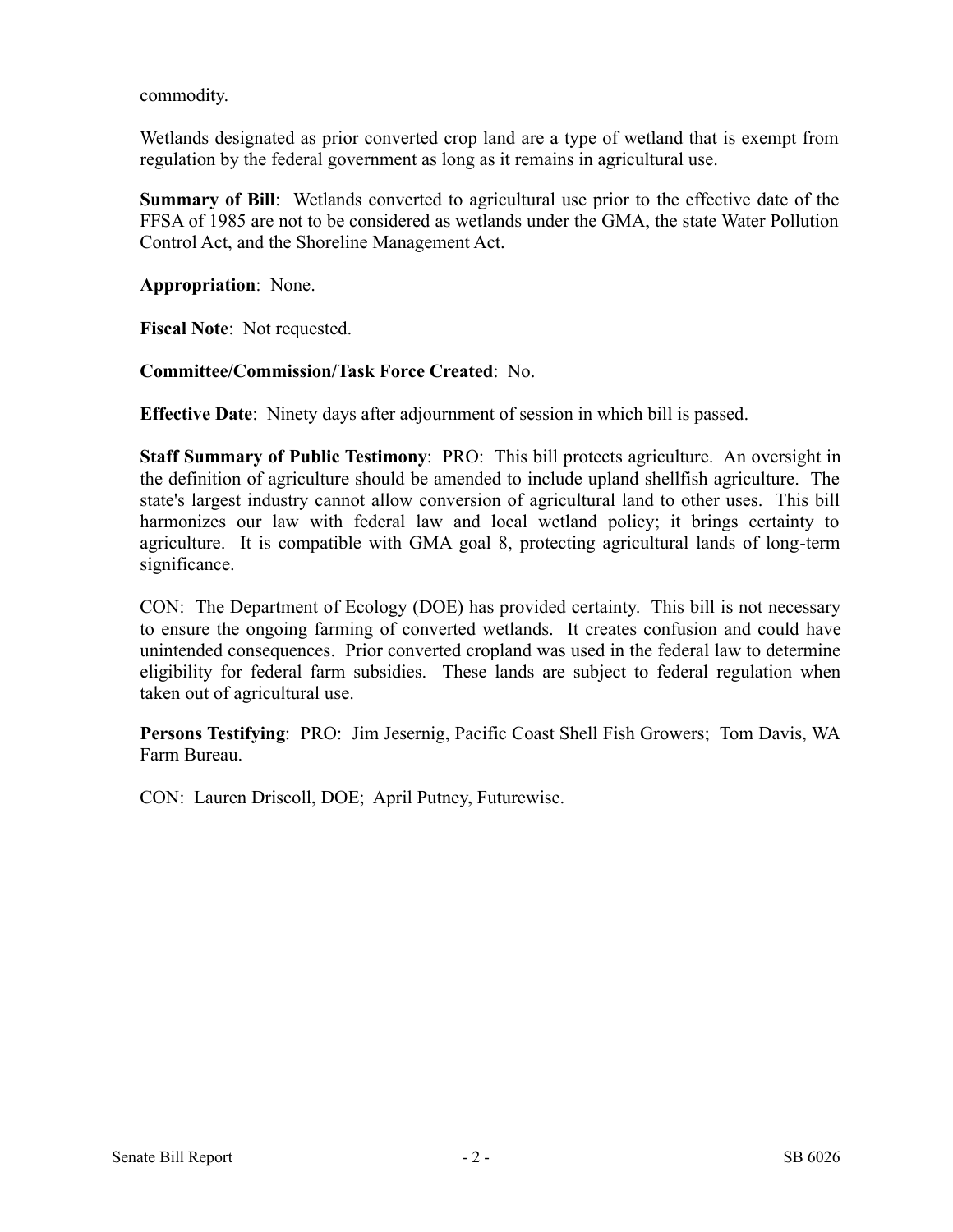commodity.

Wetlands designated as prior converted crop land are a type of wetland that is exempt from regulation by the federal government as long as it remains in agricultural use.

**Summary of Bill**: Wetlands converted to agricultural use prior to the effective date of the FFSA of 1985 are not to be considered as wetlands under the GMA, the state Water Pollution Control Act, and the Shoreline Management Act.

**Appropriation**: None.

**Fiscal Note**: Not requested.

**Committee/Commission/Task Force Created**: No.

**Effective Date**: Ninety days after adjournment of session in which bill is passed.

**Staff Summary of Public Testimony**: PRO: This bill protects agriculture. An oversight in the definition of agriculture should be amended to include upland shellfish agriculture. The state's largest industry cannot allow conversion of agricultural land to other uses. This bill harmonizes our law with federal law and local wetland policy; it brings certainty to agriculture. It is compatible with GMA goal 8, protecting agricultural lands of long-term significance.

CON: The Department of Ecology (DOE) has provided certainty. This bill is not necessary to ensure the ongoing farming of converted wetlands. It creates confusion and could have unintended consequences. Prior converted cropland was used in the federal law to determine eligibility for federal farm subsidies. These lands are subject to federal regulation when taken out of agricultural use.

**Persons Testifying**: PRO: Jim Jesernig, Pacific Coast Shell Fish Growers; Tom Davis, WA Farm Bureau.

CON: Lauren Driscoll, DOE; April Putney, Futurewise.